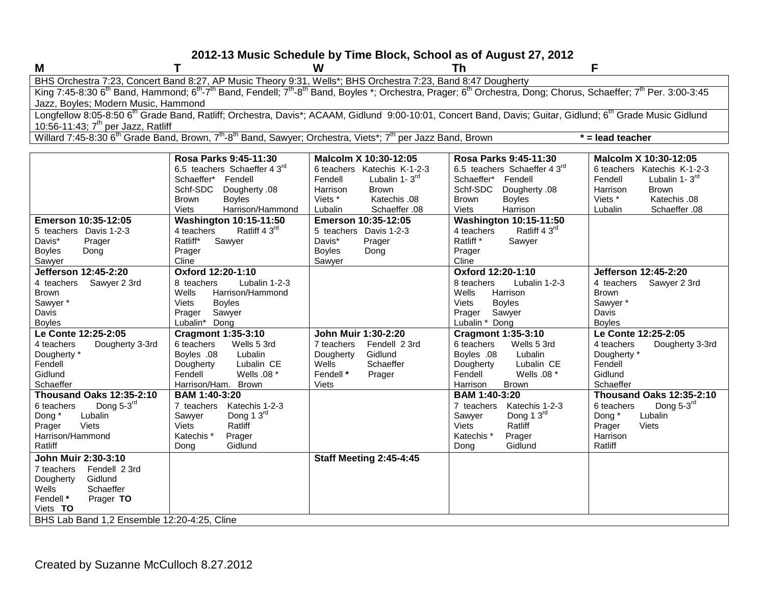## 2012-13 Music Schedule by Time Block, School as of August 27, 2012

| M | T | W | Th | F |
|---|---|---|---|---|
| BHS Orchestra 7:23, Concert Band 8:27, AP Music Theory 9:31, Wells*; BHS Orchestra 7:23, Band 8:47 Dougherty | | | | |
| King 7:45-8:30 6th Band, Hammond; 6th-7th Band, Fendell; 7th-8th Band, Boyles *; Orchestra, Prager; 6th Orchestra, Dong; Chorus, Schaeffer; 7th Per. 3:00-3:45 Jazz, Boyles; Modern Music, Hammond | | | | |
| Longfellow 8:05-8:50 6th Grade Band, Ratliff; Orchestra, Davis*; ACAAM, Gidlund 9:00-10:01, Concert Band, Davis; Guitar, Gidlund; 6th Grade Music Gidlund 10:56-11:43; 7th per Jazz, Ratliff | | | | |
| Willard 7:45-8:30 6th Grade Band, Brown, 7th-8th Band, Sawyer; Orchestra, Viets*; 7th per Jazz Band, Brown | | | | * = lead teacher |

| M | T | W | Th | F |
|---|---|---|---|---|
| | **Rosa Parks 9:45-11:30**<br>6.5 teachers Schaeffer 4 3rd<br>Schaeffer* Fendell<br>Schf-SDC Dougherty .08<br>Brown Boyles<br>Viets Harrison/Hammond | **Malcolm X 10:30-12:05**<br>6 teachers Katechis K-1-2-3<br>Fendell Lubalin 1- 3rd<br>Harrison Brown<br>Viets * Katechis .08<br>Lubalin Schaeffer .08 | **Rosa Parks 9:45-11:30**<br>6.5 teachers Schaeffer 4 3rd<br>Schaeffer* Fendell<br>Schf-SDC Dougherty .08<br>Brown Boyles<br>Viets Harrison | **Malcolm X 10:30-12:05**<br>6 teachers Katechis K-1-2-3<br>Fendell Lubalin 1- 3rd<br>Harrison Brown<br>Viets * Katechis .08<br>Lubalin Schaeffer .08 |
| **Emerson 10:35-12:05**<br>5 teachers Davis 1-2-3<br>Davis* Prager<br>Boyles Dong<br>Sawyer | **Washington 10:15-11:50**<br>4 teachers Ratliff 4 3rd<br>Ratliff* Sawyer<br>Prager<br>Cline | **Emerson 10:35-12:05**<br>5 teachers Davis 1-2-3<br>Davis* Prager<br>Boyles Dong<br>Sawyer | **Washington 10:15-11:50**<br>4 teachers Ratliff 4 3rd<br>Ratliff * Sawyer<br>Prager<br>Cline | |
| **Jefferson 12:45-2:20**<br>4 teachers Sawyer 2 3rd<br>Brown<br>Sawyer *<br>Davis<br>Boyles | **Oxford 12:20-1:10**<br>8 teachers Lubalin 1-2-3<br>Wells Harrison/Hammond<br>Viets Boyles<br>Prager Sawyer<br>Lubalin* Dong | | **Oxford 12:20-1:10**<br>8 teachers Lubalin 1-2-3<br>Wells Harrison<br>Viets Boyles<br>Prager Sawyer<br>Lubalin * Dong | **Jefferson 12:45-2:20**<br>4 teachers Sawyer 2 3rd<br>Brown<br>Sawyer *<br>Davis<br>Boyles |
| **Le Conte 12:25-2:05**<br>4 teachers Dougherty 3-3rd<br>Dougherty *<br>Fendell<br>Gidlund<br>Schaeffer | **Cragmont 1:35-3:10**<br>6 teachers Wells 5 3rd<br>Boyles .08 Lubalin<br>Dougherty Lubalin CE<br>Fendell Wells .08 *<br>Harrison/Ham. Brown | **John Muir 1:30-2:20**<br>7 teachers Fendell 2 3rd<br>Dougherty Gidlund<br>Wells Schaeffer<br>Fendell **\*** Prager<br>Viets | **Cragmont 1:35-3:10**<br>6 teachers Wells 5 3rd<br>Boyles .08 Lubalin<br>Dougherty Lubalin CE<br>Fendell Wells .08 *<br>Harrison Brown | **Le Conte 12:25-2:05**<br>4 teachers Dougherty 3-3rd<br>Dougherty *<br>Fendell<br>Gidlund<br>Schaeffer |
| **Thousand Oaks 12:35-2:10**<br>6 teachers Dong 5-3rd<br>Dong * Lubalin<br>Prager Viets<br>Harrison/Hammond<br>Ratliff | **BAM 1:40-3:20**<br>7 teachers Katechis 1-2-3<br>Sawyer Dong 1 3rd<br>Viets Ratliff<br>Katechis * Prager<br>Dong Gidlund | | **BAM 1:40-3:20**<br>7 teachers Katechis 1-2-3<br>Sawyer Dong 1 3rd<br>Viets Ratliff<br>Katechis * Prager<br>Dong Gidlund | **Thousand Oaks 12:35-2:10**<br>6 teachers Dong 5-3rd<br>Dong * Lubalin<br>Prager Viets<br>Harrison<br>Ratliff |
| **John Muir 2:30-3:10**<br>7 teachers Fendell 2 3rd<br>Dougherty Gidlund<br>Wells Schaeffer<br>Fendell **\*** Prager **TO**<br>Viets **TO** | | **Staff Meeting 2:45-4:45** | | |
| BHS Lab Band 1,2 Ensemble 12:20-4:25, Cline | | | | |

Created by Suzanne McCulloch 8.27.2012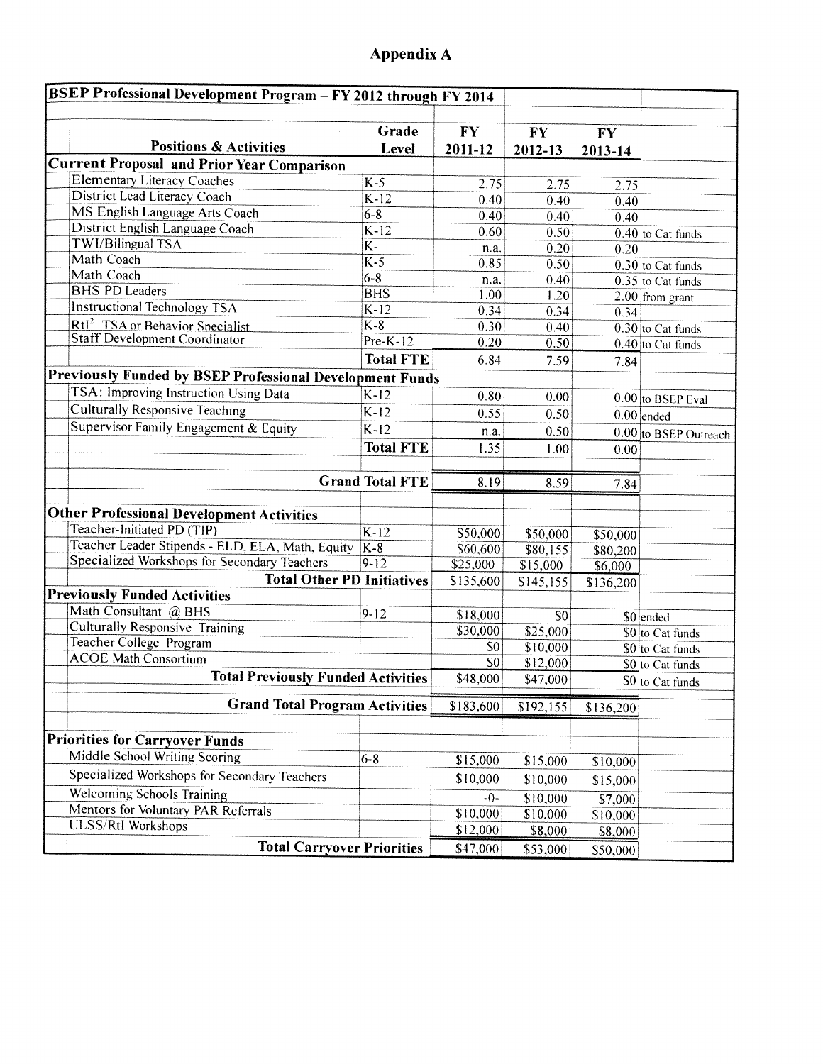# Appendix A

| BSEP Professional Development Program – FY 2012 through FY 2014 | | | | | |
|---|---|---|---|---|---|
| **Positions & Activities** | **Grade Level** | **FY 2011-12** | **FY 2012-13** | **FY 2013-14** | |
| **Current Proposal and Prior Year Comparison** | | | | | |
| Elementary Literacy Coaches | K-5 | 2.75 | 2.75 | 2.75 | |
| District Lead Literacy Coach | K-12 | 0.40 | 0.40 | 0.40 | |
| MS English Language Arts Coach | 6-8 | 0.40 | 0.40 | 0.40 | |
| District English Language Coach | K-12 | 0.60 | 0.50 | 0.40 | to Cat funds |
| TWI/Bilingual TSA | K- | n.a. | 0.20 | 0.20 | |
| Math Coach | K-5 | 0.85 | 0.50 | 0.30 | to Cat funds |
| Math Coach | 6-8 | n.a. | 0.40 | 0.35 | to Cat funds |
| BHS PD Leaders | BHS | 1.00 | 1.20 | 2.00 | from grant |
| Instructional Technology TSA | K-12 | 0.34 | 0.34 | 0.34 | |
| $RtI^2$ TSA or Behavior Specialist | K-8 | 0.30 | 0.40 | 0.30 | to Cat funds |
| Staff Development Coordinator | Pre-K-12 | 0.20 | 0.50 | 0.40 | to Cat funds |
| | **Total FTE** | 6.84 | 7.59 | 7.84 | |
| **Previously Funded by BSEP Professional Development Funds** | | | | | |
| TSA: Improving Instruction Using Data | K-12 | 0.80 | 0.00 | 0.00 | to BSEP Eval |
| Culturally Responsive Teaching | K-12 | 0.55 | 0.50 | 0.00 | ended |
| Supervisor Family Engagement & Equity | K-12 | n.a. | 0.50 | 0.00 | to BSEP Outreach |
| | **Total FTE** | 1.35 | 1.00 | 0.00 | |
| | **Grand Total FTE** | 8.19 | 8.59 | 7.84 | |
| **Other Professional Development Activities** | | | | | |
| Teacher-Initiated PD (TIP) | K-12 | $50,000 | $50,000 | $50,000 | |
| Teacher Leader Stipends - ELD, ELA, Math, Equity | K-8 | $60,600 | $80,155 | $80,200 | |
| Specialized Workshops for Secondary Teachers | 9-12 | $25,000 | $15,000 | $6,000 | |
| **Total Other PD Initiatives** | | $135,600 | $145,155 | $136,200 | |
| **Previously Funded Activities** | | | | | |
| Math Consultant @ BHS | 9-12 | $18,000 | $0 | $0 | ended |
| Culturally Responsive Training | | $30,000 | $25,000 | $0 | to Cat funds |
| Teacher College Program | | $0 | $10,000 | $0 | to Cat funds |
| ACOE Math Consortium | | $0 | $12,000 | $0 | to Cat funds |
| **Total Previously Funded Activities** | | $48,000 | $47,000 | $0 | to Cat funds |
| **Grand Total Program Activities** | | $183,600 | $192,155 | $136,200 | |
| **Priorities for Carryover Funds** | | | | | |
| Middle School Writing Scoring | 6-8 | $15,000 | $15,000 | $10,000 | |
| Specialized Workshops for Secondary Teachers | | $10,000 | $10,000 | $15,000 | |
| Welcoming Schools Training | | -0- | $10,000 | $7,000 | |
| Mentors for Voluntary PAR Referrals | | $10,000 | $10,000 | $10,000 | |
| ULSS/RtI Workshops | | $12,000 | $8,000 | $8,000 | |
| **Total Carryover Priorities** | | $47,000 | $53,000 | $50,000 | |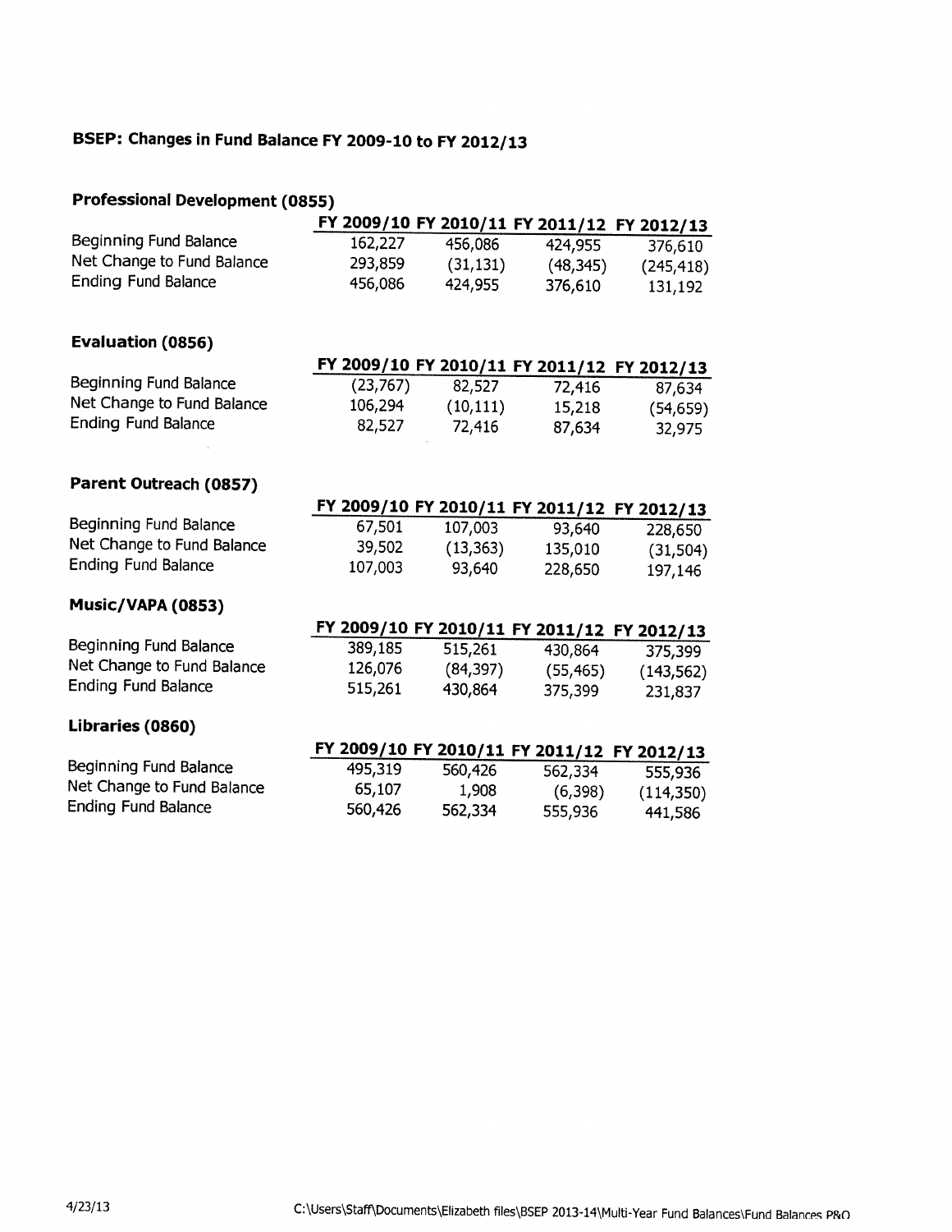# BSEP: Changes in Fund Balance FY 2009-10 to FY 2012/13

## Professional Development (0855)

| | FY 2009/10 | FY 2010/11 | FY 2011/12 | FY 2012/13 |
|---|---|---|---|---|
| Beginning Fund Balance | 162,227 | 456,086 | 424,955 | 376,610 |
| Net Change to Fund Balance | 293,859 | (31,131) | (48,345) | (245,418) |
| Ending Fund Balance | 456,086 | 424,955 | 376,610 | 131,192 |

## Evaluation (0856)

| | FY 2009/10 | FY 2010/11 | FY 2011/12 | FY 2012/13 |
|---|---|---|---|---|
| Beginning Fund Balance | (23,767) | 82,527 | 72,416 | 87,634 |
| Net Change to Fund Balance | 106,294 | (10,111) | 15,218 | (54,659) |
| Ending Fund Balance | 82,527 | 72,416 | 87,634 | 32,975 |

## Parent Outreach (0857)

| | FY 2009/10 | FY 2010/11 | FY 2011/12 | FY 2012/13 |
|---|---|---|---|---|
| Beginning Fund Balance | 67,501 | 107,003 | 93,640 | 228,650 |
| Net Change to Fund Balance | 39,502 | (13,363) | 135,010 | (31,504) |
| Ending Fund Balance | 107,003 | 93,640 | 228,650 | 197,146 |

## Music/VAPA (0853)

| | FY 2009/10 | FY 2010/11 | FY 2011/12 | FY 2012/13 |
|---|---|---|---|---|
| Beginning Fund Balance | 389,185 | 515,261 | 430,864 | 375,399 |
| Net Change to Fund Balance | 126,076 | (84,397) | (55,465) | (143,562) |
| Ending Fund Balance | 515,261 | 430,864 | 375,399 | 231,837 |

## Libraries (0860)

| | FY 2009/10 | FY 2010/11 | FY 2011/12 | FY 2012/13 |
|---|---|---|---|---|
| Beginning Fund Balance | 495,319 | 560,426 | 562,334 | 555,936 |
| Net Change to Fund Balance | 65,107 | 1,908 | (6,398) | (114,350) |
| Ending Fund Balance | 560,426 | 562,334 | 555,936 | 441,586 |

4/23/13 C:\Users\Staff\Documents\Elizabeth files\BSEP 2013-14\Multi-Year Fund Balances\Fund Balances P&O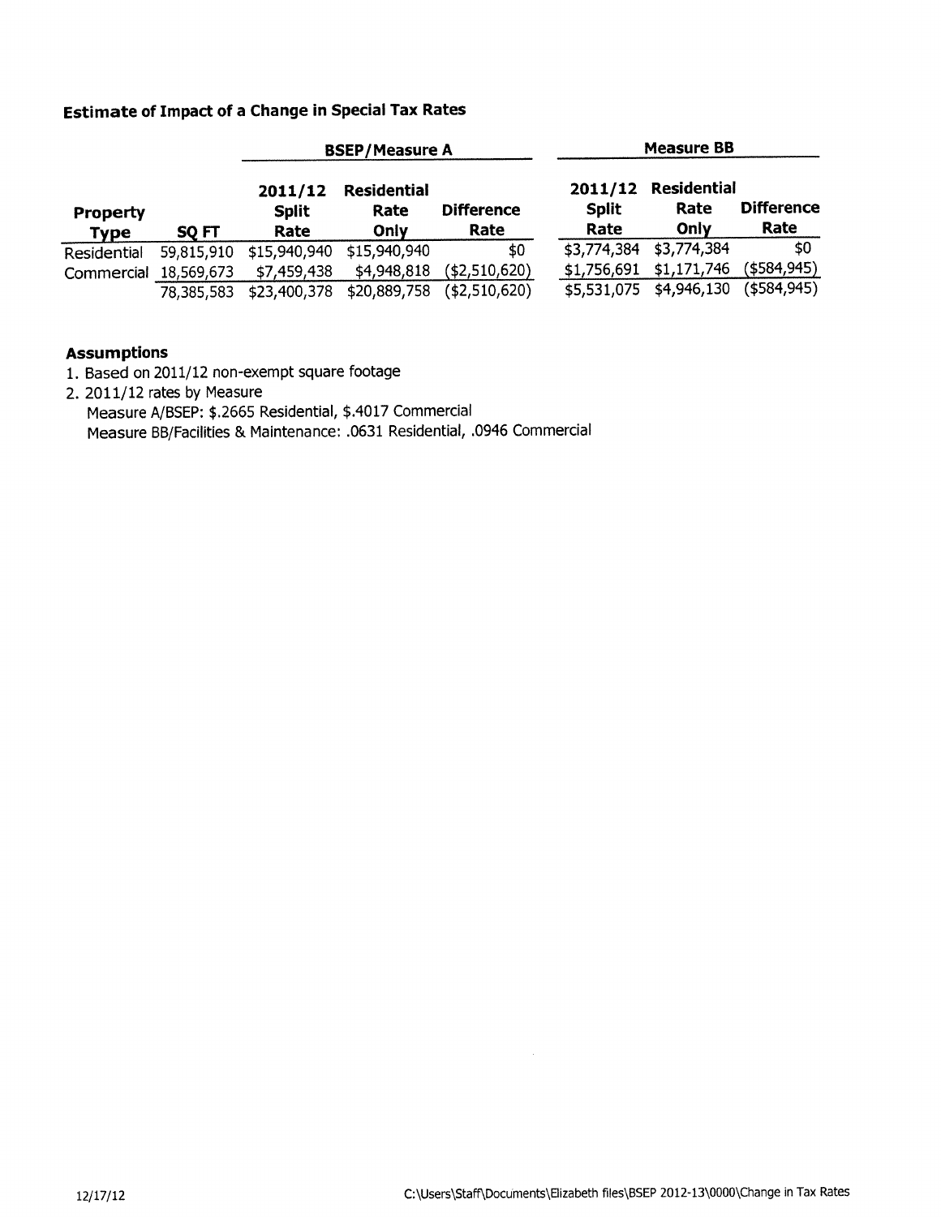### Estimate of Impact of a Change in Special Tax Rates

| Property Type | SQ FT | BSEP/Measure A 2011/12 Split Rate | BSEP/Measure A Residential Rate Only | BSEP/Measure A Difference Rate | Measure BB 2011/12 Split Rate | Measure BB Residential Rate Only | Measure BB Difference Rate |
|---|---|---|---|---|---|---|---|
| Residential | 59,815,910 | $15,940,940 | $15,940,940 | $0 | $3,774,384 | $3,774,384 | $0 |
| Commercial | 18,569,673 | $7,459,438 | $4,948,818 | ($2,510,620) | $1,756,691 | $1,171,746 | ($584,945) |
| | 78,385,583 | $23,400,378 | $20,889,758 | ($2,510,620) | $5,531,075 | $4,946,130 | ($584,945) |

**Assumptions**

1. Based on 2011/12 non-exempt square footage
2. 2011/12 rates by Measure
   Measure A/BSEP: $.2665 Residential, $.4017 Commercial
   Measure BB/Facilities & Maintenance: .0631 Residential, .0946 Commercial

12/17/12

C:\Users\Staff\Documents\Elizabeth files\BSEP 2012-13\0000\Change in Tax Rates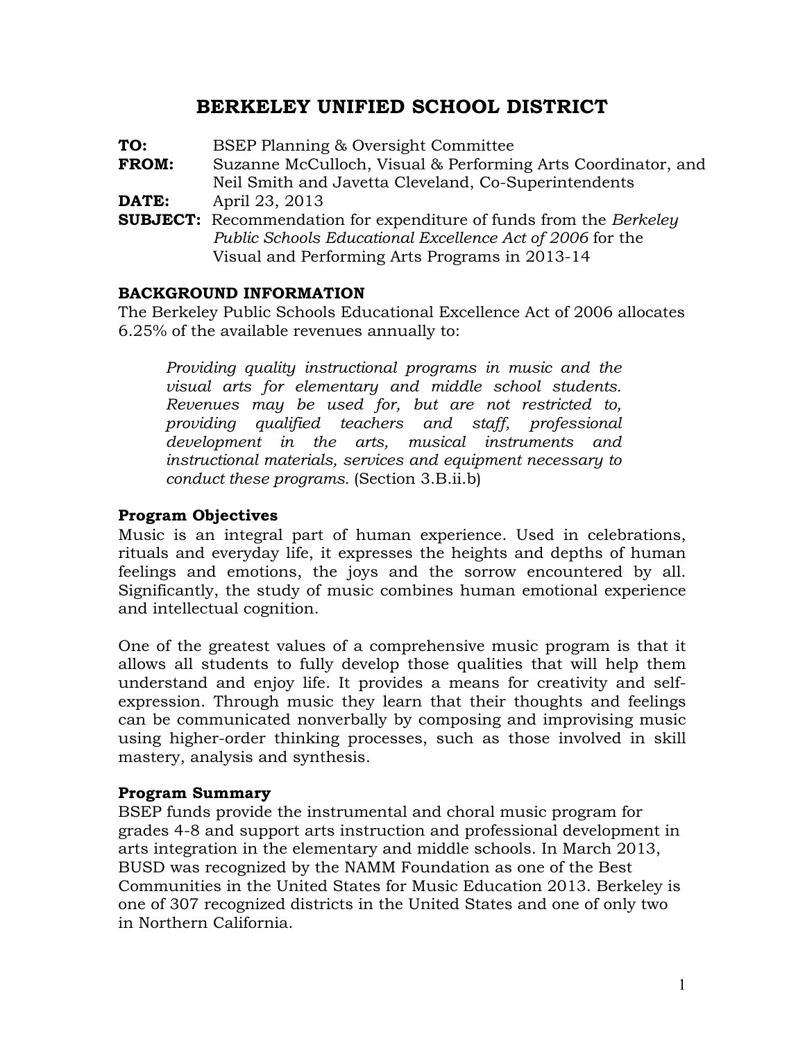# BERKELEY UNIFIED SCHOOL DISTRICT

**TO:** BSEP Planning & Oversight Committee
**FROM:** Suzanne McCulloch, Visual & Performing Arts Coordinator, and Neil Smith and Javetta Cleveland, Co-Superintendents
**DATE:** April 23, 2013
**SUBJECT:** Recommendation for expenditure of funds from the *Berkeley Public Schools Educational Excellence Act of 2006* for the Visual and Performing Arts Programs in 2013-14

## BACKGROUND INFORMATION

The Berkeley Public Schools Educational Excellence Act of 2006 allocates 6.25% of the available revenues annually to:

> *Providing quality instructional programs in music and the visual arts for elementary and middle school students. Revenues may be used for, but are not restricted to, providing qualified teachers and staff, professional development in the arts, musical instruments and instructional materials, services and equipment necessary to conduct these programs.* (Section 3.B.ii.b)

### Program Objectives

Music is an integral part of human experience. Used in celebrations, rituals and everyday life, it expresses the heights and depths of human feelings and emotions, the joys and the sorrow encountered by all. Significantly, the study of music combines human emotional experience and intellectual cognition.

One of the greatest values of a comprehensive music program is that it allows all students to fully develop those qualities that will help them understand and enjoy life. It provides a means for creativity and self-expression. Through music they learn that their thoughts and feelings can be communicated nonverbally by composing and improvising music using higher-order thinking processes, such as those involved in skill mastery, analysis and synthesis.

### Program Summary

BSEP funds provide the instrumental and choral music program for grades 4-8 and support arts instruction and professional development in arts integration in the elementary and middle schools. In March 2013, BUSD was recognized by the NAMM Foundation as one of the Best Communities in the United States for Music Education 2013. Berkeley is one of 307 recognized districts in the United States and one of only two in Northern California.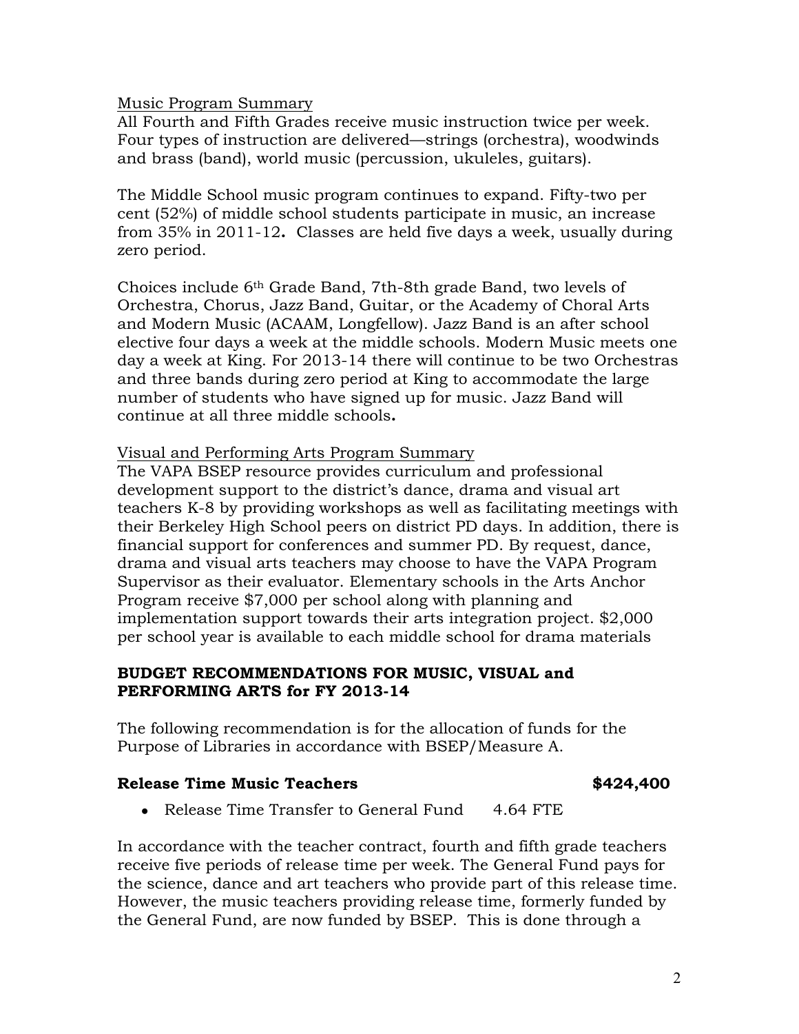Music Program Summary

All Fourth and Fifth Grades receive music instruction twice per week. Four types of instruction are delivered—strings (orchestra), woodwinds and brass (band), world music (percussion, ukuleles, guitars).

The Middle School music program continues to expand. Fifty-two per cent (52%) of middle school students participate in music, an increase from 35% in 2011-12**.** Classes are held five days a week, usually during zero period.

Choices include 6th Grade Band, 7th-8th grade Band, two levels of Orchestra, Chorus, Jazz Band, Guitar, or the Academy of Choral Arts and Modern Music (ACAAM, Longfellow). Jazz Band is an after school elective four days a week at the middle schools. Modern Music meets one day a week at King. For 2013-14 there will continue to be two Orchestras and three bands during zero period at King to accommodate the large number of students who have signed up for music. Jazz Band will continue at all three middle schools**.**

Visual and Performing Arts Program Summary

The VAPA BSEP resource provides curriculum and professional development support to the district's dance, drama and visual art teachers K-8 by providing workshops as well as facilitating meetings with their Berkeley High School peers on district PD days. In addition, there is financial support for conferences and summer PD. By request, dance, drama and visual arts teachers may choose to have the VAPA Program Supervisor as their evaluator. Elementary schools in the Arts Anchor Program receive $7,000 per school along with planning and implementation support towards their arts integration project. $2,000 per school year is available to each middle school for drama materials

**BUDGET RECOMMENDATIONS FOR MUSIC, VISUAL and PERFORMING ARTS for FY 2013-14**

The following recommendation is for the allocation of funds for the Purpose of Libraries in accordance with BSEP/Measure A.

**Release Time Music Teachers $424,400**

- Release Time Transfer to General Fund 4.64 FTE

In accordance with the teacher contract, fourth and fifth grade teachers receive five periods of release time per week. The General Fund pays for the science, dance and art teachers who provide part of this release time. However, the music teachers providing release time, formerly funded by the General Fund, are now funded by BSEP. This is done through a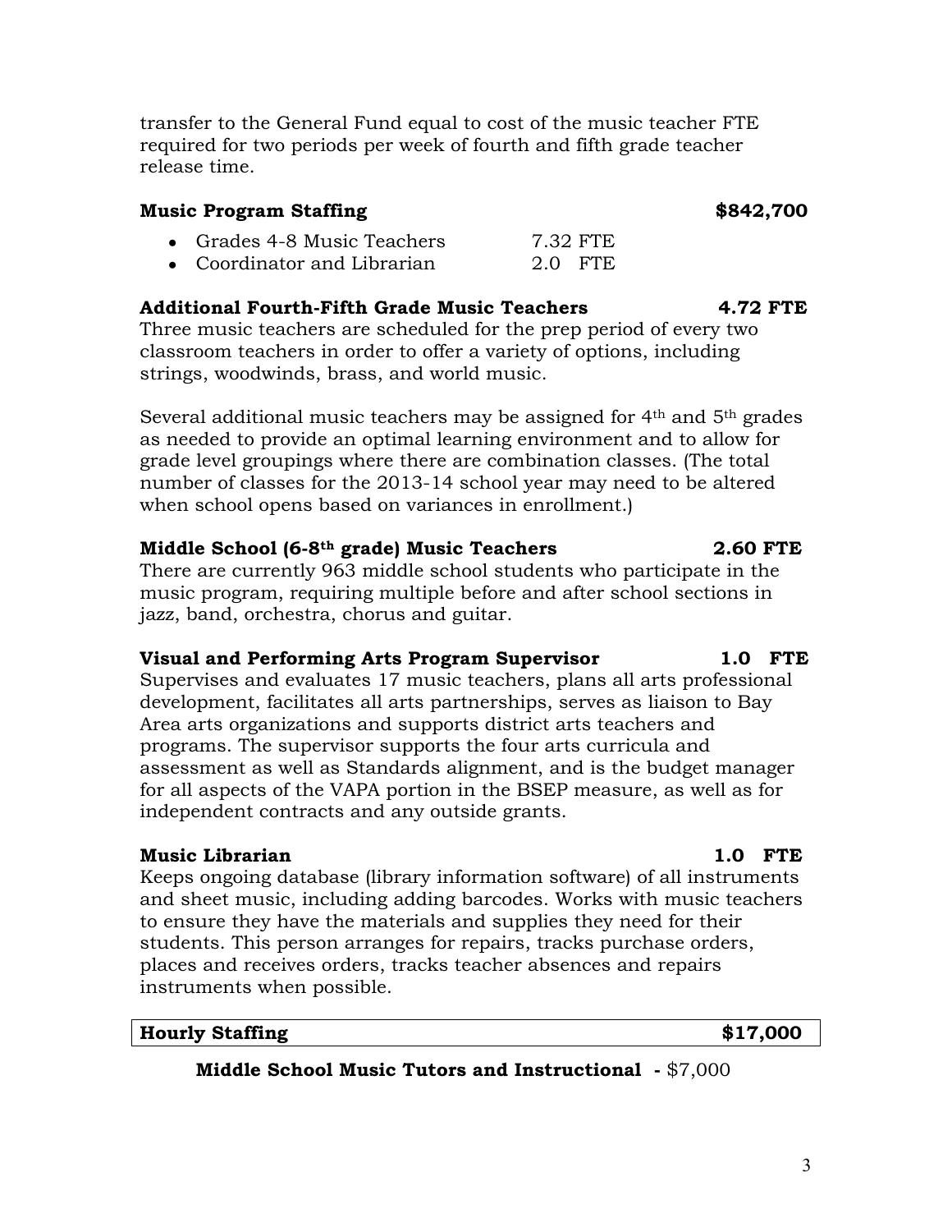transfer to the General Fund equal to cost of the music teacher FTE required for two periods per week of fourth and fifth grade teacher release time.

**Music Program Staffing** **$842,700**

- Grades 4-8 Music Teachers 7.32 FTE
- Coordinator and Librarian 2.0 FTE

**Additional Fourth-Fifth Grade Music Teachers** **4.72 FTE**

Three music teachers are scheduled for the prep period of every two classroom teachers in order to offer a variety of options, including strings, woodwinds, brass, and world music.

Several additional music teachers may be assigned for 4th and 5th grades as needed to provide an optimal learning environment and to allow for grade level groupings where there are combination classes. (The total number of classes for the 2013-14 school year may need to be altered when school opens based on variances in enrollment.)

**Middle School (6-8th grade) Music Teachers** **2.60 FTE**

There are currently 963 middle school students who participate in the music program, requiring multiple before and after school sections in jazz, band, orchestra, chorus and guitar.

**Visual and Performing Arts Program Supervisor** **1.0 FTE**

Supervises and evaluates 17 music teachers, plans all arts professional development, facilitates all arts partnerships, serves as liaison to Bay Area arts organizations and supports district arts teachers and programs. The supervisor supports the four arts curricula and assessment as well as Standards alignment, and is the budget manager for all aspects of the VAPA portion in the BSEP measure, as well as for independent contracts and any outside grants.

**Music Librarian** **1.0 FTE**

Keeps ongoing database (library information software) of all instruments and sheet music, including adding barcodes. Works with music teachers to ensure they have the materials and supplies they need for their students. This person arranges for repairs, tracks purchase orders, places and receives orders, tracks teacher absences and repairs instruments when possible.

**Hourly Staffing** **$17,000**

**Middle School Music Tutors and Instructional -** $7,000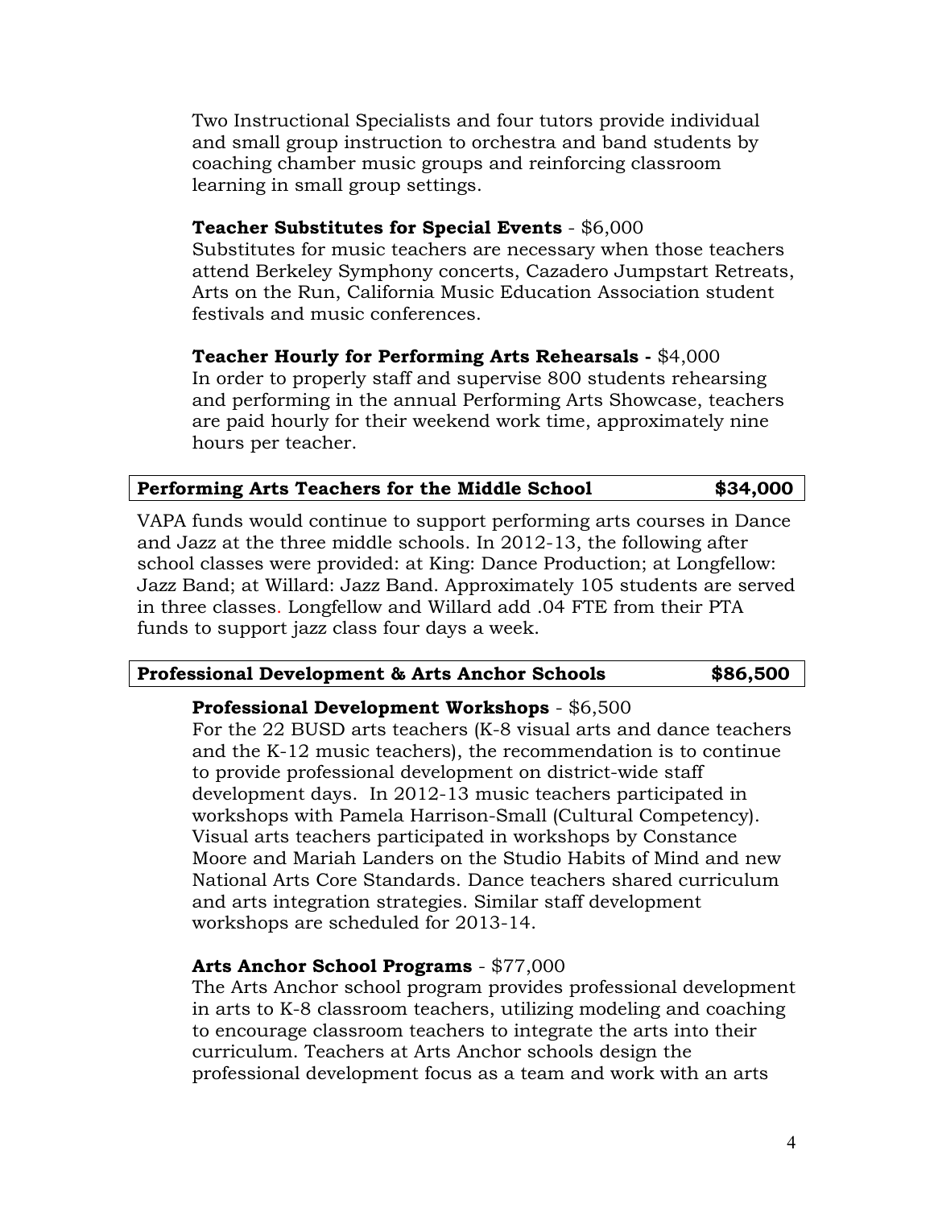Two Instructional Specialists and four tutors provide individual and small group instruction to orchestra and band students by coaching chamber music groups and reinforcing classroom learning in small group settings.

**Teacher Substitutes for Special Events** - $6,000
Substitutes for music teachers are necessary when those teachers attend Berkeley Symphony concerts, Cazadero Jumpstart Retreats, Arts on the Run, California Music Education Association student festivals and music conferences.

**Teacher Hourly for Performing Arts Rehearsals -** $4,000
In order to properly staff and supervise 800 students rehearsing and performing in the annual Performing Arts Showcase, teachers are paid hourly for their weekend work time, approximately nine hours per teacher.

| **Performing Arts Teachers for the Middle School** | **$34,000** |
|---|---|

VAPA funds would continue to support performing arts courses in Dance and Jazz at the three middle schools. In 2012-13, the following after school classes were provided: at King: Dance Production; at Longfellow: Jazz Band; at Willard: Jazz Band. Approximately 105 students are served in three classes. Longfellow and Willard add .04 FTE from their PTA funds to support jazz class four days a week.

| **Professional Development & Arts Anchor Schools** | **$86,500** |
|---|---|

**Professional Development Workshops** - $6,500
For the 22 BUSD arts teachers (K-8 visual arts and dance teachers and the K-12 music teachers), the recommendation is to continue to provide professional development on district-wide staff development days. In 2012-13 music teachers participated in workshops with Pamela Harrison-Small (Cultural Competency). Visual arts teachers participated in workshops by Constance Moore and Mariah Landers on the Studio Habits of Mind and new National Arts Core Standards. Dance teachers shared curriculum and arts integration strategies. Similar staff development workshops are scheduled for 2013-14.

**Arts Anchor School Programs** - $77,000
The Arts Anchor school program provides professional development in arts to K-8 classroom teachers, utilizing modeling and coaching to encourage classroom teachers to integrate the arts into their curriculum. Teachers at Arts Anchor schools design the professional development focus as a team and work with an arts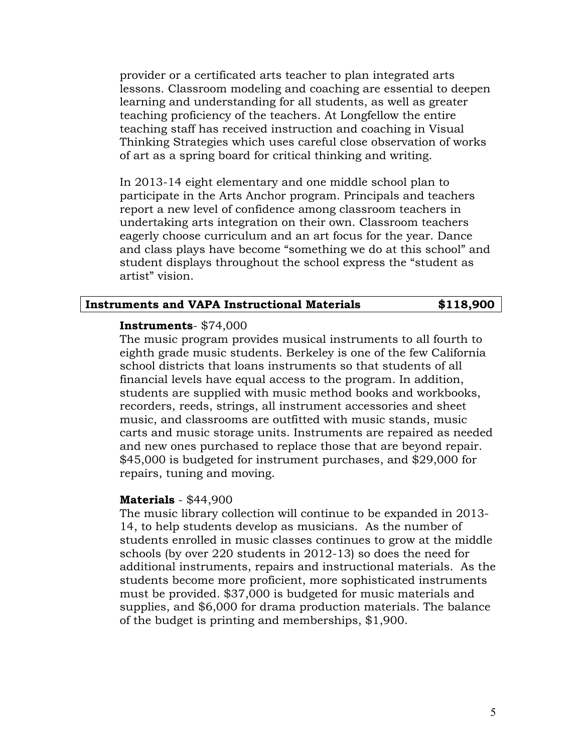provider or a certificated arts teacher to plan integrated arts lessons. Classroom modeling and coaching are essential to deepen learning and understanding for all students, as well as greater teaching proficiency of the teachers. At Longfellow the entire teaching staff has received instruction and coaching in Visual Thinking Strategies which uses careful close observation of works of art as a spring board for critical thinking and writing.

In 2013-14 eight elementary and one middle school plan to participate in the Arts Anchor program. Principals and teachers report a new level of confidence among classroom teachers in undertaking arts integration on their own. Classroom teachers eagerly choose curriculum and an art focus for the year. Dance and class plays have become "something we do at this school" and student displays throughout the school express the "student as artist" vision.

| **Instruments and VAPA Instructional Materials** | **$118,900** |
|---|---|

**Instruments**- $74,000

The music program provides musical instruments to all fourth to eighth grade music students. Berkeley is one of the few California school districts that loans instruments so that students of all financial levels have equal access to the program. In addition, students are supplied with music method books and workbooks, recorders, reeds, strings, all instrument accessories and sheet music, and classrooms are outfitted with music stands, music carts and music storage units. Instruments are repaired as needed and new ones purchased to replace those that are beyond repair. $45,000 is budgeted for instrument purchases, and $29,000 for repairs, tuning and moving.

**Materials** - $44,900

The music library collection will continue to be expanded in 2013-14, to help students develop as musicians. As the number of students enrolled in music classes continues to grow at the middle schools (by over 220 students in 2012-13) so does the need for additional instruments, repairs and instructional materials. As the students become more proficient, more sophisticated instruments must be provided. $37,000 is budgeted for music materials and supplies, and $6,000 for drama production materials. The balance of the budget is printing and memberships, $1,900.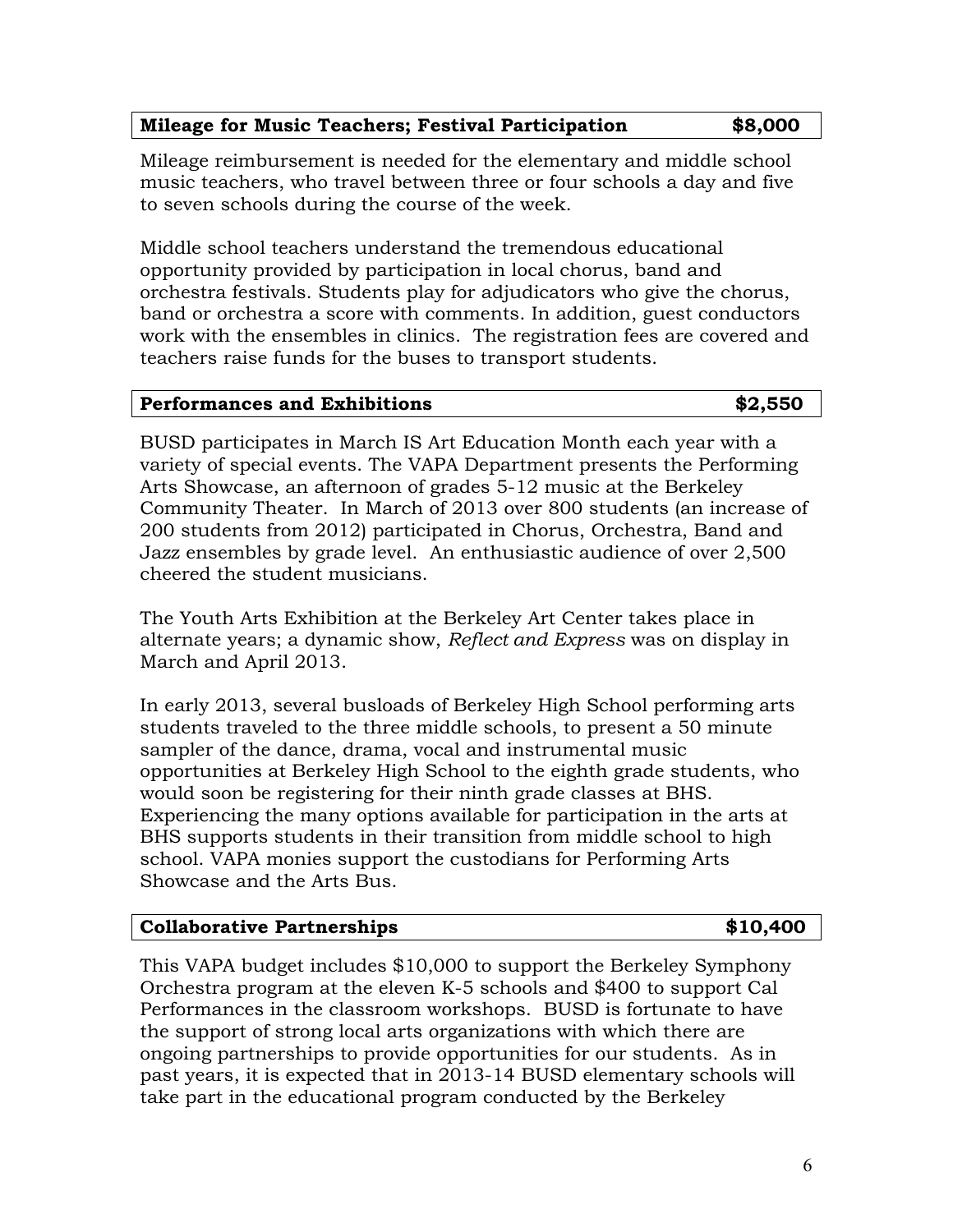**Mileage for Music Teachers; Festival Participation — $8,000**

Mileage reimbursement is needed for the elementary and middle school music teachers, who travel between three or four schools a day and five to seven schools during the course of the week.

Middle school teachers understand the tremendous educational opportunity provided by participation in local chorus, band and orchestra festivals. Students play for adjudicators who give the chorus, band or orchestra a score with comments. In addition, guest conductors work with the ensembles in clinics. The registration fees are covered and teachers raise funds for the buses to transport students.

**Performances and Exhibitions — $2,550**

BUSD participates in March IS Art Education Month each year with a variety of special events. The VAPA Department presents the Performing Arts Showcase, an afternoon of grades 5-12 music at the Berkeley Community Theater. In March of 2013 over 800 students (an increase of 200 students from 2012) participated in Chorus, Orchestra, Band and Jazz ensembles by grade level. An enthusiastic audience of over 2,500 cheered the student musicians.

The Youth Arts Exhibition at the Berkeley Art Center takes place in alternate years; a dynamic show, *Reflect and Express* was on display in March and April 2013.

In early 2013, several busloads of Berkeley High School performing arts students traveled to the three middle schools, to present a 50 minute sampler of the dance, drama, vocal and instrumental music opportunities at Berkeley High School to the eighth grade students, who would soon be registering for their ninth grade classes at BHS. Experiencing the many options available for participation in the arts at BHS supports students in their transition from middle school to high school. VAPA monies support the custodians for Performing Arts Showcase and the Arts Bus.

**Collaborative Partnerships — $10,400**

This VAPA budget includes $10,000 to support the Berkeley Symphony Orchestra program at the eleven K-5 schools and $400 to support Cal Performances in the classroom workshops. BUSD is fortunate to have the support of strong local arts organizations with which there are ongoing partnerships to provide opportunities for our students. As in past years, it is expected that in 2013-14 BUSD elementary schools will take part in the educational program conducted by the Berkeley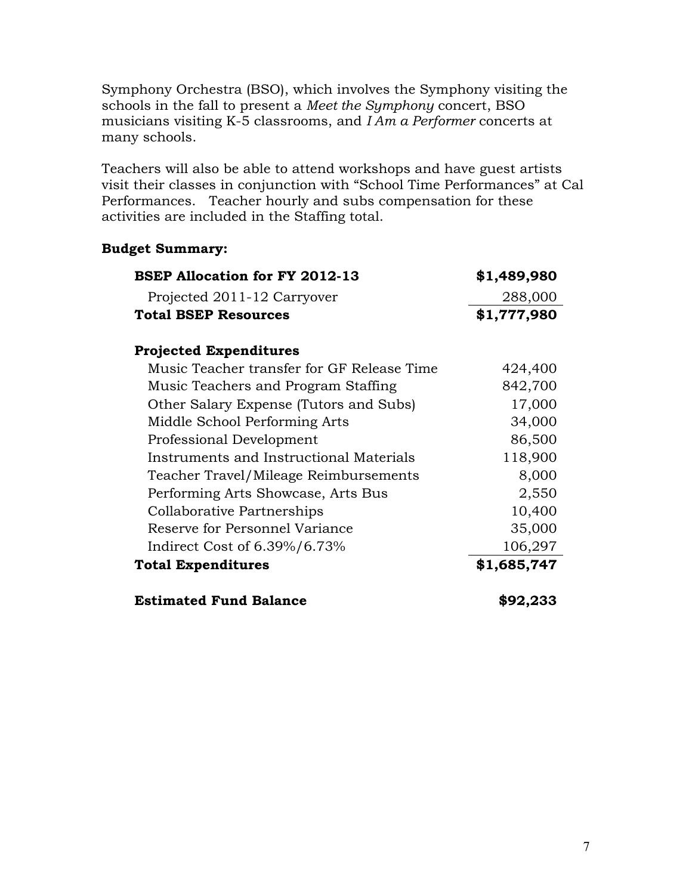Symphony Orchestra (BSO), which involves the Symphony visiting the schools in the fall to present a *Meet the Symphony* concert, BSO musicians visiting K-5 classrooms, and *I Am a Performer* concerts at many schools.

Teachers will also be able to attend workshops and have guest artists visit their classes in conjunction with "School Time Performances" at Cal Performances. Teacher hourly and subs compensation for these activities are included in the Staffing total.

**Budget Summary:**

| | |
|---|---|
| **BSEP Allocation for FY 2012-13** | **$1,489,980** |
| Projected 2011-12 Carryover | 288,000 |
| **Total BSEP Resources** | **$1,777,980** |
| | |
| **Projected Expenditures** | |
| Music Teacher transfer for GF Release Time | 424,400 |
| Music Teachers and Program Staffing | 842,700 |
| Other Salary Expense (Tutors and Subs) | 17,000 |
| Middle School Performing Arts | 34,000 |
| Professional Development | 86,500 |
| Instruments and Instructional Materials | 118,900 |
| Teacher Travel/Mileage Reimbursements | 8,000 |
| Performing Arts Showcase, Arts Bus | 2,550 |
| Collaborative Partnerships | 10,400 |
| Reserve for Personnel Variance | 35,000 |
| Indirect Cost of 6.39%/6.73% | 106,297 |
| **Total Expenditures** | **$1,685,747** |
| | |
| **Estimated Fund Balance** | **$92,233** |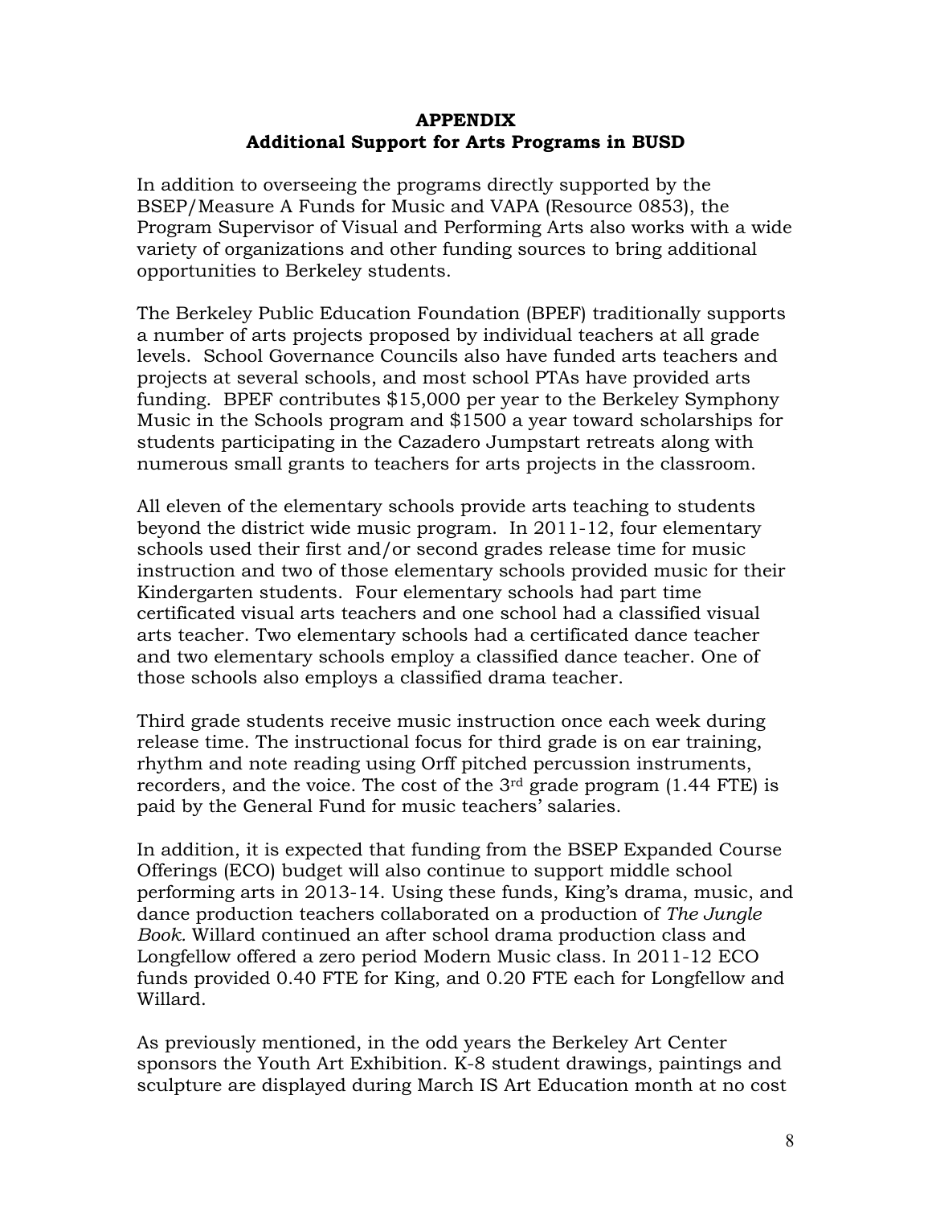**APPENDIX**
**Additional Support for Arts Programs in BUSD**

In addition to overseeing the programs directly supported by the BSEP/Measure A Funds for Music and VAPA (Resource 0853), the Program Supervisor of Visual and Performing Arts also works with a wide variety of organizations and other funding sources to bring additional opportunities to Berkeley students.

The Berkeley Public Education Foundation (BPEF) traditionally supports a number of arts projects proposed by individual teachers at all grade levels. School Governance Councils also have funded arts teachers and projects at several schools, and most school PTAs have provided arts funding. BPEF contributes $15,000 per year to the Berkeley Symphony Music in the Schools program and $1500 a year toward scholarships for students participating in the Cazadero Jumpstart retreats along with numerous small grants to teachers for arts projects in the classroom.

All eleven of the elementary schools provide arts teaching to students beyond the district wide music program. In 2011-12, four elementary schools used their first and/or second grades release time for music instruction and two of those elementary schools provided music for their Kindergarten students. Four elementary schools had part time certificated visual arts teachers and one school had a classified visual arts teacher. Two elementary schools had a certificated dance teacher and two elementary schools employ a classified dance teacher. One of those schools also employs a classified drama teacher.

Third grade students receive music instruction once each week during release time. The instructional focus for third grade is on ear training, rhythm and note reading using Orff pitched percussion instruments, recorders, and the voice. The cost of the 3rd grade program (1.44 FTE) is paid by the General Fund for music teachers' salaries.

In addition, it is expected that funding from the BSEP Expanded Course Offerings (ECO) budget will also continue to support middle school performing arts in 2013-14. Using these funds, King's drama, music, and dance production teachers collaborated on a production of *The Jungle Book.* Willard continued an after school drama production class and Longfellow offered a zero period Modern Music class. In 2011-12 ECO funds provided 0.40 FTE for King, and 0.20 FTE each for Longfellow and Willard.

As previously mentioned, in the odd years the Berkeley Art Center sponsors the Youth Art Exhibition. K-8 student drawings, paintings and sculpture are displayed during March IS Art Education month at no cost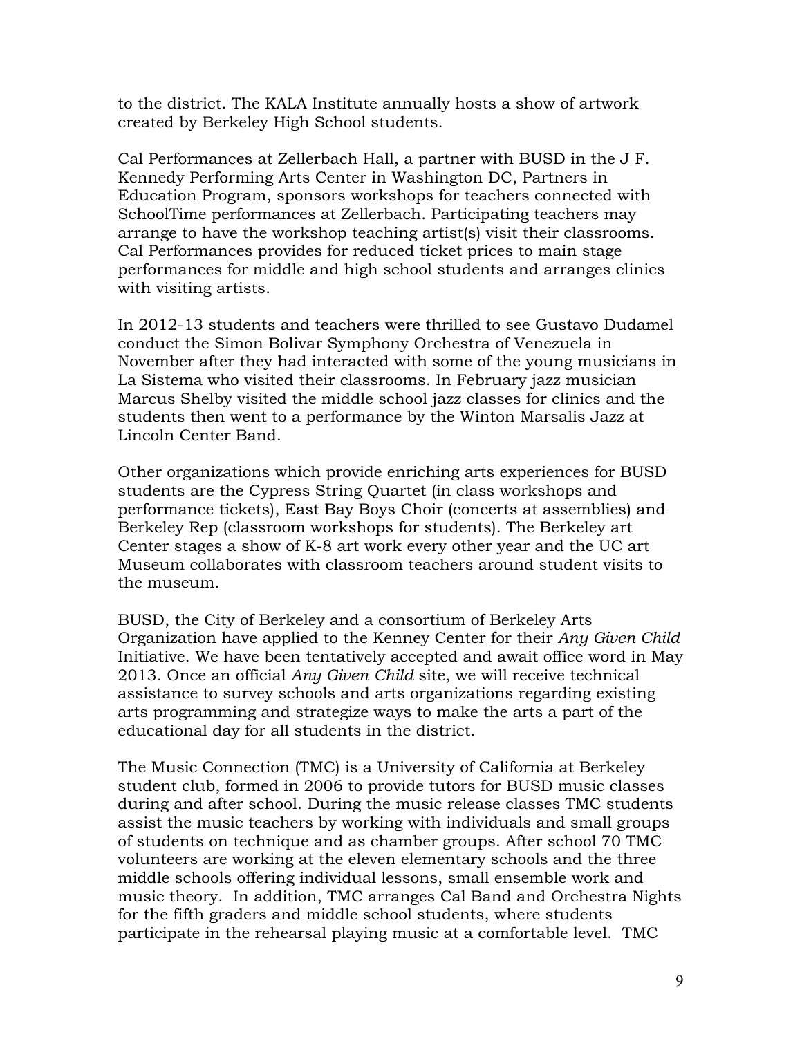to the district. The KALA Institute annually hosts a show of artwork created by Berkeley High School students.

Cal Performances at Zellerbach Hall, a partner with BUSD in the J F. Kennedy Performing Arts Center in Washington DC, Partners in Education Program, sponsors workshops for teachers connected with SchoolTime performances at Zellerbach. Participating teachers may arrange to have the workshop teaching artist(s) visit their classrooms. Cal Performances provides for reduced ticket prices to main stage performances for middle and high school students and arranges clinics with visiting artists.

In 2012-13 students and teachers were thrilled to see Gustavo Dudamel conduct the Simon Bolivar Symphony Orchestra of Venezuela in November after they had interacted with some of the young musicians in La Sistema who visited their classrooms. In February jazz musician Marcus Shelby visited the middle school jazz classes for clinics and the students then went to a performance by the Winton Marsalis Jazz at Lincoln Center Band.

Other organizations which provide enriching arts experiences for BUSD students are the Cypress String Quartet (in class workshops and performance tickets), East Bay Boys Choir (concerts at assemblies) and Berkeley Rep (classroom workshops for students). The Berkeley art Center stages a show of K-8 art work every other year and the UC art Museum collaborates with classroom teachers around student visits to the museum.

BUSD, the City of Berkeley and a consortium of Berkeley Arts Organization have applied to the Kenney Center for their *Any Given Child* Initiative. We have been tentatively accepted and await office word in May 2013. Once an official *Any Given Child* site, we will receive technical assistance to survey schools and arts organizations regarding existing arts programming and strategize ways to make the arts a part of the educational day for all students in the district.

The Music Connection (TMC) is a University of California at Berkeley student club, formed in 2006 to provide tutors for BUSD music classes during and after school. During the music release classes TMC students assist the music teachers by working with individuals and small groups of students on technique and as chamber groups. After school 70 TMC volunteers are working at the eleven elementary schools and the three middle schools offering individual lessons, small ensemble work and music theory. In addition, TMC arranges Cal Band and Orchestra Nights for the fifth graders and middle school students, where students participate in the rehearsal playing music at a comfortable level. TMC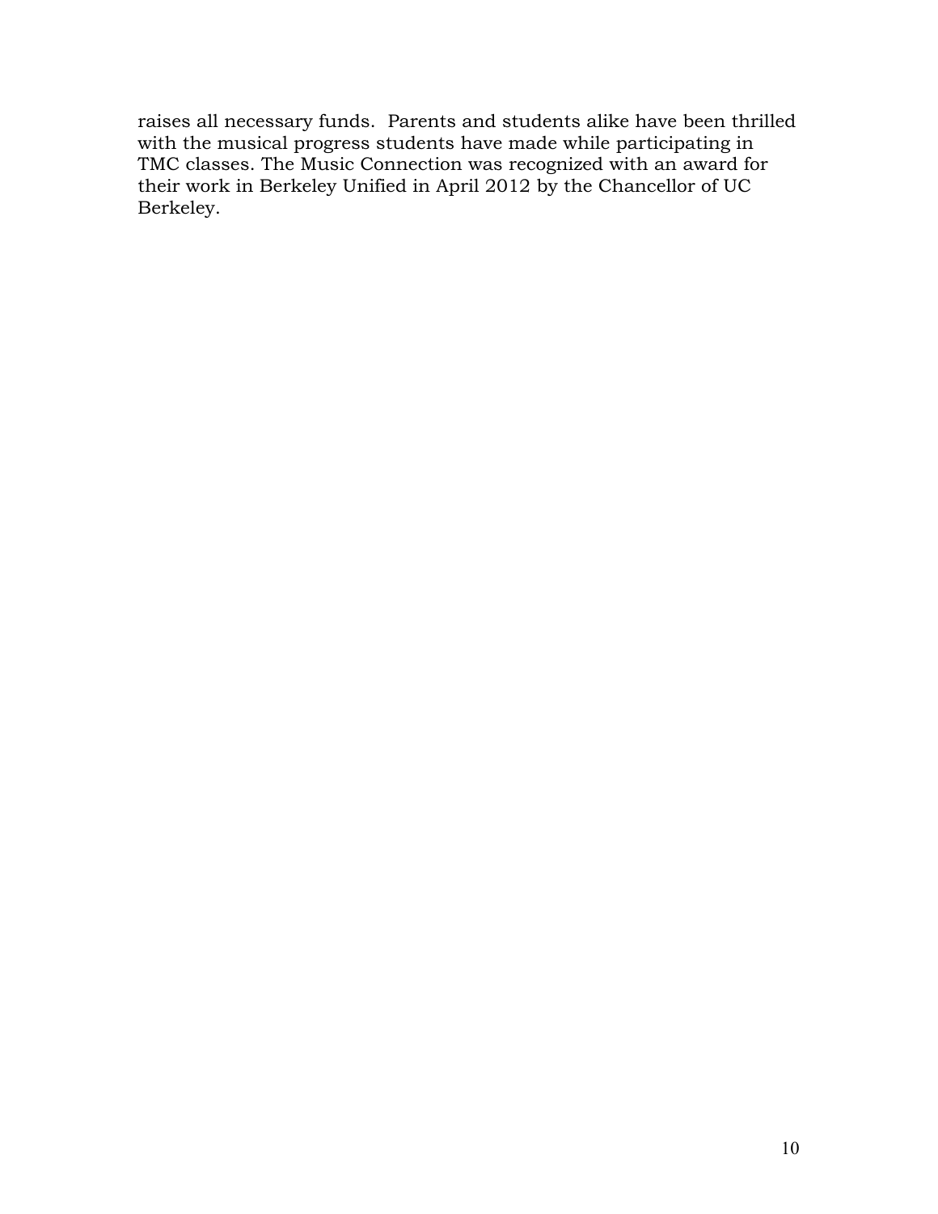raises all necessary funds. Parents and students alike have been thrilled with the musical progress students have made while participating in TMC classes. The Music Connection was recognized with an award for their work in Berkeley Unified in April 2012 by the Chancellor of UC Berkeley.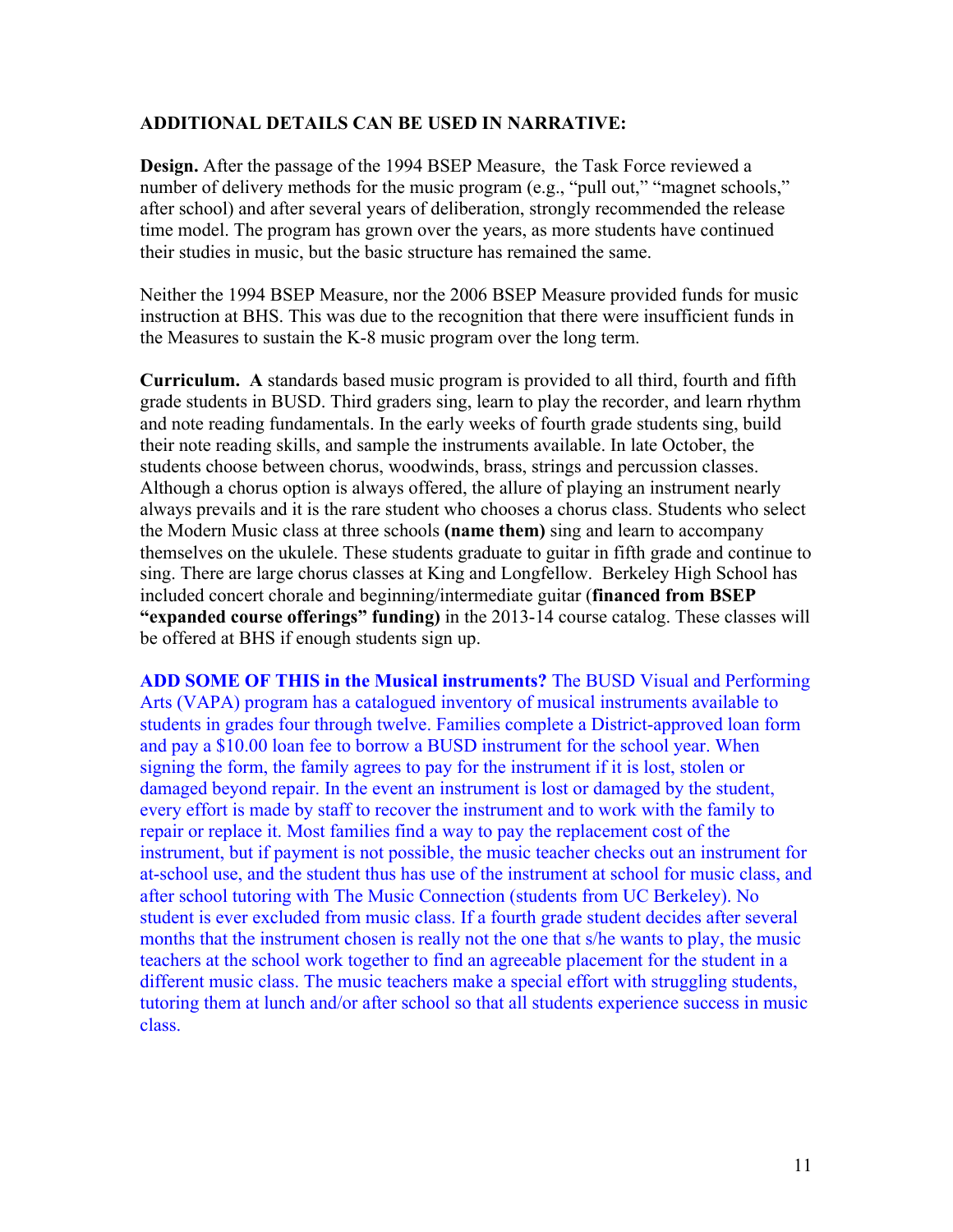**ADDITIONAL DETAILS CAN BE USED IN NARRATIVE:**

**Design.** After the passage of the 1994 BSEP Measure, the Task Force reviewed a number of delivery methods for the music program (e.g., "pull out," "magnet schools," after school) and after several years of deliberation, strongly recommended the release time model. The program has grown over the years, as more students have continued their studies in music, but the basic structure has remained the same.

Neither the 1994 BSEP Measure, nor the 2006 BSEP Measure provided funds for music instruction at BHS. This was due to the recognition that there were insufficient funds in the Measures to sustain the K-8 music program over the long term.

**Curriculum. A** standards based music program is provided to all third, fourth and fifth grade students in BUSD. Third graders sing, learn to play the recorder, and learn rhythm and note reading fundamentals. In the early weeks of fourth grade students sing, build their note reading skills, and sample the instruments available. In late October, the students choose between chorus, woodwinds, brass, strings and percussion classes. Although a chorus option is always offered, the allure of playing an instrument nearly always prevails and it is the rare student who chooses a chorus class. Students who select the Modern Music class at three schools **(name them)** sing and learn to accompany themselves on the ukulele. These students graduate to guitar in fifth grade and continue to sing. There are large chorus classes at King and Longfellow. Berkeley High School has included concert chorale and beginning/intermediate guitar (**financed from BSEP "expanded course offerings" funding)** in the 2013-14 course catalog. These classes will be offered at BHS if enough students sign up.

**ADD SOME OF THIS in the Musical instruments?** The BUSD Visual and Performing Arts (VAPA) program has a catalogued inventory of musical instruments available to students in grades four through twelve. Families complete a District-approved loan form and pay a $10.00 loan fee to borrow a BUSD instrument for the school year. When signing the form, the family agrees to pay for the instrument if it is lost, stolen or damaged beyond repair. In the event an instrument is lost or damaged by the student, every effort is made by staff to recover the instrument and to work with the family to repair or replace it. Most families find a way to pay the replacement cost of the instrument, but if payment is not possible, the music teacher checks out an instrument for at-school use, and the student thus has use of the instrument at school for music class, and after school tutoring with The Music Connection (students from UC Berkeley). No student is ever excluded from music class. If a fourth grade student decides after several months that the instrument chosen is really not the one that s/he wants to play, the music teachers at the school work together to find an agreeable placement for the student in a different music class. The music teachers make a special effort with struggling students, tutoring them at lunch and/or after school so that all students experience success in music class.